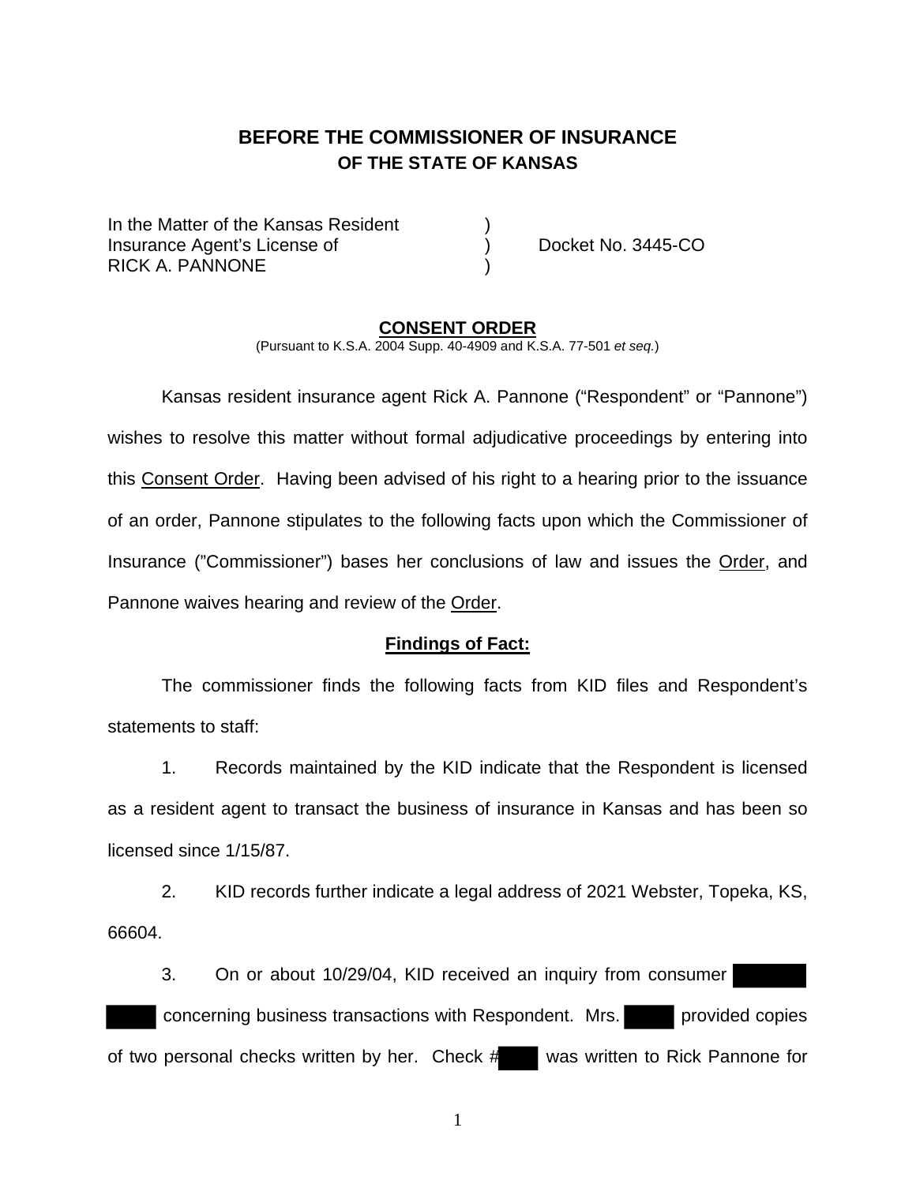# BEFORE THE COMMISSIONER OF INSURANCE
## OF THE STATE OF KANSAS

In the Matter of the Kansas Resident )
Insurance Agent's License of ) Docket No. 3445-CO
RICK A. PANNONE )

**CONSENT ORDER**

(Pursuant to K.S.A. 2004 Supp. 40-4909 and K.S.A. 77-501 *et seq.*)

Kansas resident insurance agent Rick A. Pannone ("Respondent" or "Pannone") wishes to resolve this matter without formal adjudicative proceedings by entering into this Consent Order. Having been advised of his right to a hearing prior to the issuance of an order, Pannone stipulates to the following facts upon which the Commissioner of Insurance ("Commissioner") bases her conclusions of law and issues the Order, and Pannone waives hearing and review of the Order.

**Findings of Fact:**

The commissioner finds the following facts from KID files and Respondent's statements to staff:

1. Records maintained by the KID indicate that the Respondent is licensed as a resident agent to transact the business of insurance in Kansas and has been so licensed since 1/15/87.

2. KID records further indicate a legal address of 2021 Webster, Topeka, KS, 66604.

3. On or about 10/29/04, KID received an inquiry from consumer [REDACTED] [REDACTED] concerning business transactions with Respondent. Mrs. [REDACTED] provided copies of two personal checks written by her. Check #[REDACTED] was written to Rick Pannone for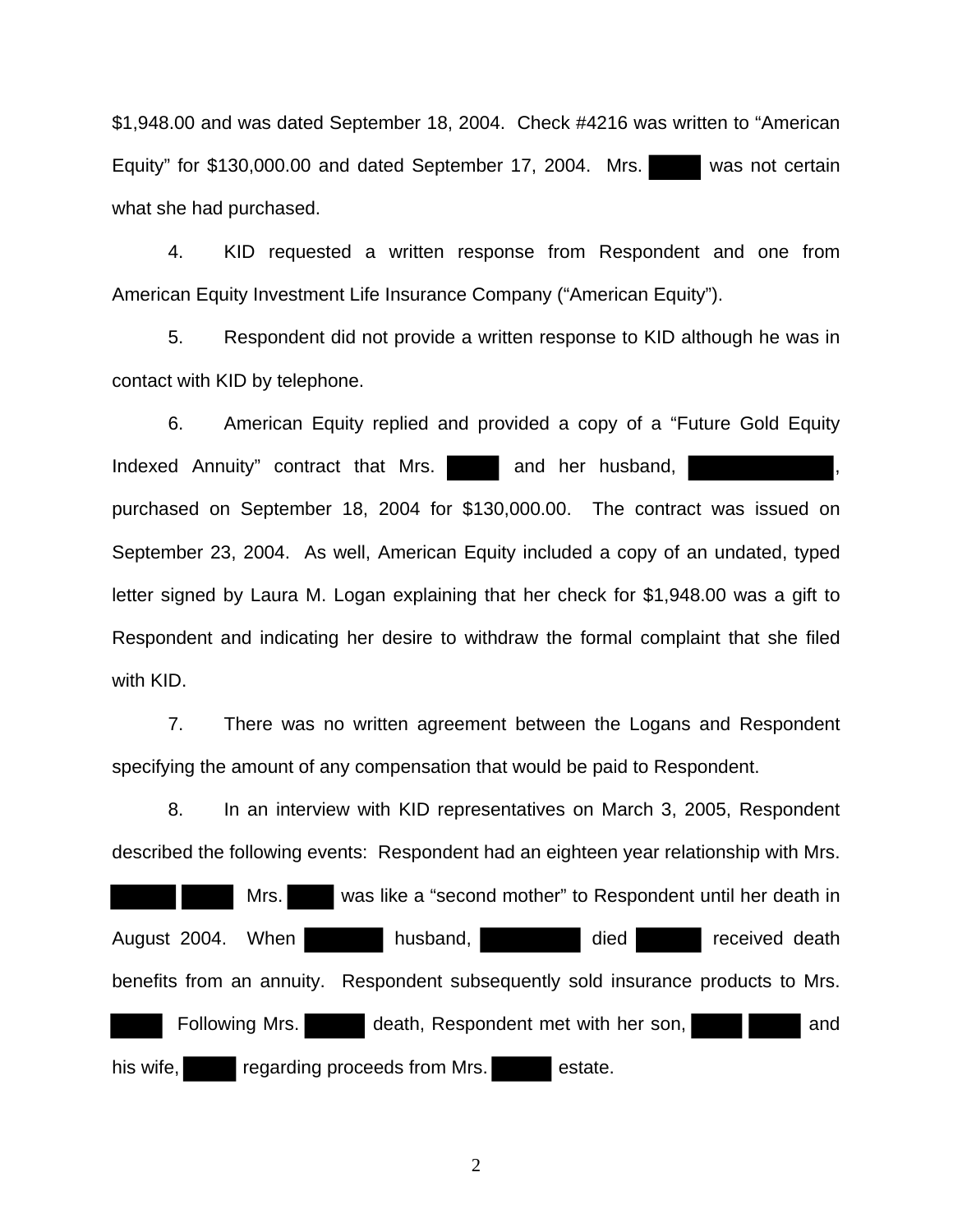$1,948.00 and was dated September 18, 2004. Check #4216 was written to "American Equity" for $130,000.00 and dated September 17, 2004. Mrs. ███ was not certain what she had purchased.

4. KID requested a written response from Respondent and one from American Equity Investment Life Insurance Company ("American Equity").

5. Respondent did not provide a written response to KID although he was in contact with KID by telephone.

6. American Equity replied and provided a copy of a "Future Gold Equity Indexed Annuity" contract that Mrs. ███ and her husband, ███████, purchased on September 18, 2004 for $130,000.00. The contract was issued on September 23, 2004. As well, American Equity included a copy of an undated, typed letter signed by Laura M. Logan explaining that her check for $1,948.00 was a gift to Respondent and indicating her desire to withdraw the formal complaint that she filed with KID.

7. There was no written agreement between the Logans and Respondent specifying the amount of any compensation that would be paid to Respondent.

8. In an interview with KID representatives on March 3, 2005, Respondent described the following events: Respondent had an eighteen year relationship with Mrs. ███ ███. Mrs. ███ was like a "second mother" to Respondent until her death in August 2004. When ███ husband, █████ died ███ received death benefits from an annuity. Respondent subsequently sold insurance products to Mrs. ███. Following Mrs. ███ death, Respondent met with her son, ███ ███ and his wife, ███ regarding proceeds from Mrs. ███ estate.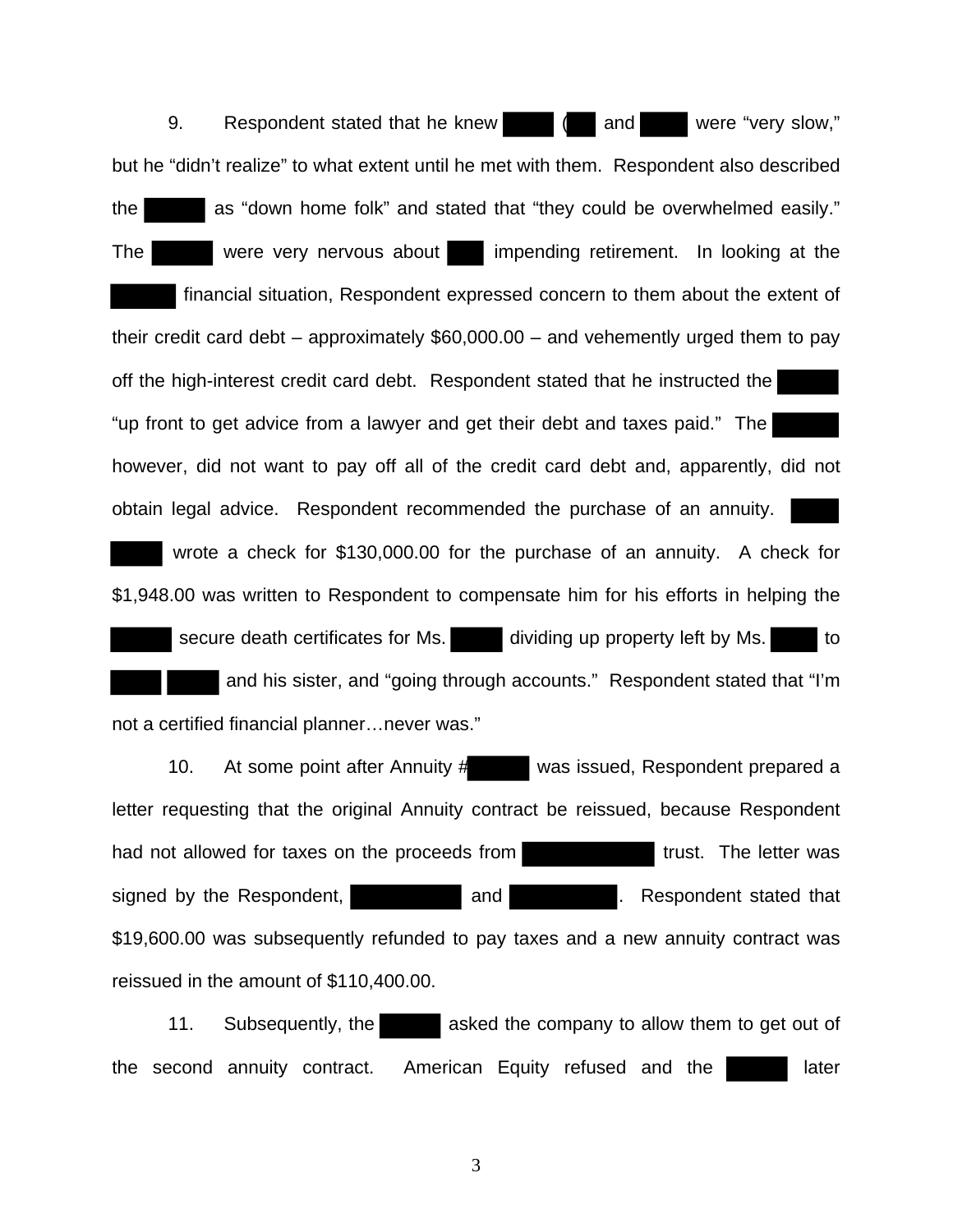9. Respondent stated that he knew ███ (██ and ███ were "very slow," but he "didn't realize" to what extent until he met with them. Respondent also described the ███ as "down home folk" and stated that "they could be overwhelmed easily." The ███ were very nervous about ███ impending retirement. In looking at the ███ financial situation, Respondent expressed concern to them about the extent of their credit card debt – approximately $60,000.00 – and vehemently urged them to pay off the high-interest credit card debt. Respondent stated that he instructed the ███ "up front to get advice from a lawyer and get their debt and taxes paid." The ███ however, did not want to pay off all of the credit card debt and, apparently, did not obtain legal advice. Respondent recommended the purchase of an annuity. ███ ███ wrote a check for $130,000.00 for the purchase of an annuity. A check for $1,948.00 was written to Respondent to compensate him for his efforts in helping the ███ secure death certificates for Ms. ███ dividing up property left by Ms. ███ to ███ ███ and his sister, and "going through accounts." Respondent stated that "I'm not a certified financial planner…never was."

10. At some point after Annuity #███ was issued, Respondent prepared a letter requesting that the original Annuity contract be reissued, because Respondent had not allowed for taxes on the proceeds from ███ trust. The letter was signed by the Respondent, ███ and ███. Respondent stated that $19,600.00 was subsequently refunded to pay taxes and a new annuity contract was reissued in the amount of $110,400.00.

11. Subsequently, the ███ asked the company to allow them to get out of the second annuity contract. American Equity refused and the ███ later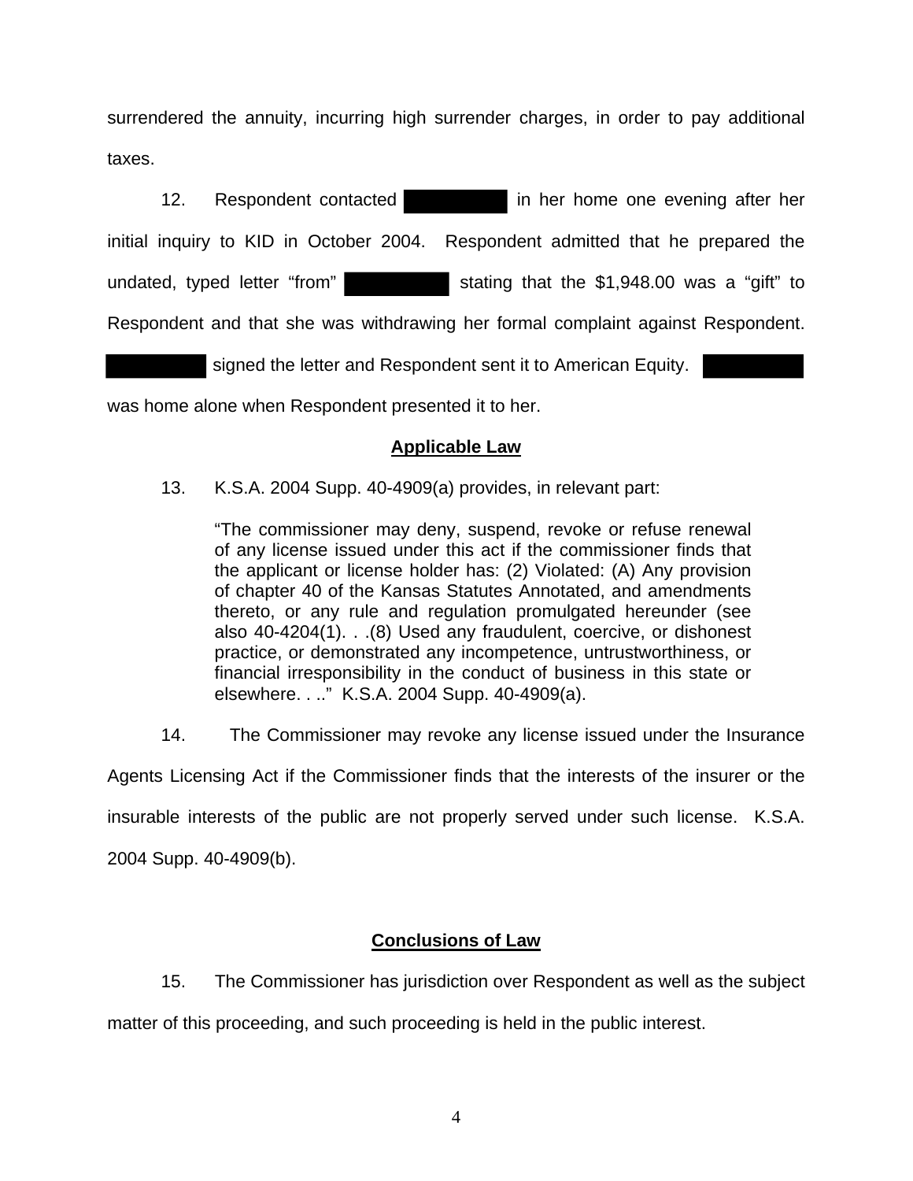surrendered the annuity, incurring high surrender charges, in order to pay additional taxes.

12. Respondent contacted [REDACTED] in her home one evening after her initial inquiry to KID in October 2004. Respondent admitted that he prepared the undated, typed letter "from" [REDACTED] stating that the $1,948.00 was a "gift" to Respondent and that she was withdrawing her formal complaint against Respondent. [REDACTED] signed the letter and Respondent sent it to American Equity. [REDACTED] was home alone when Respondent presented it to her.

## Applicable Law

13. K.S.A. 2004 Supp. 40-4909(a) provides, in relevant part:

> "The commissioner may deny, suspend, revoke or refuse renewal of any license issued under this act if the commissioner finds that the applicant or license holder has: (2) Violated: (A) Any provision of chapter 40 of the Kansas Statutes Annotated, and amendments thereto, or any rule and regulation promulgated hereunder (see also 40-4204(1). . .(8) Used any fraudulent, coercive, or dishonest practice, or demonstrated any incompetence, untrustworthiness, or financial irresponsibility in the conduct of business in this state or elsewhere. . .." K.S.A. 2004 Supp. 40-4909(a).

14. The Commissioner may revoke any license issued under the Insurance Agents Licensing Act if the Commissioner finds that the interests of the insurer or the insurable interests of the public are not properly served under such license. K.S.A. 2004 Supp. 40-4909(b).

## Conclusions of Law

15. The Commissioner has jurisdiction over Respondent as well as the subject matter of this proceeding, and such proceeding is held in the public interest.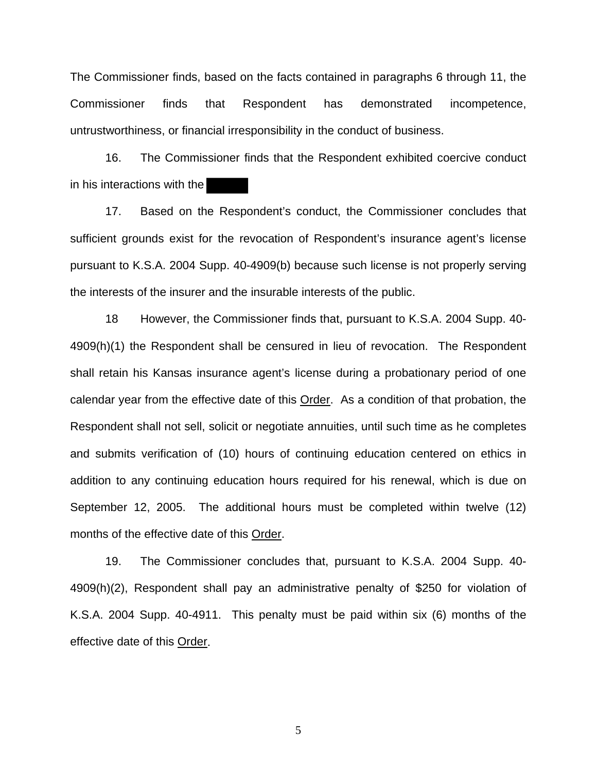The Commissioner finds, based on the facts contained in paragraphs 6 through 11, the Commissioner finds that Respondent has demonstrated incompetence, untrustworthiness, or financial irresponsibility in the conduct of business.

16. The Commissioner finds that the Respondent exhibited coercive conduct in his interactions with the

17. Based on the Respondent's conduct, the Commissioner concludes that sufficient grounds exist for the revocation of Respondent's insurance agent's license pursuant to K.S.A. 2004 Supp. 40-4909(b) because such license is not properly serving the interests of the insurer and the insurable interests of the public.

18 However, the Commissioner finds that, pursuant to K.S.A. 2004 Supp. 40-4909(h)(1) the Respondent shall be censured in lieu of revocation. The Respondent shall retain his Kansas insurance agent's license during a probationary period of one calendar year from the effective date of this Order. As a condition of that probation, the Respondent shall not sell, solicit or negotiate annuities, until such time as he completes and submits verification of (10) hours of continuing education centered on ethics in addition to any continuing education hours required for his renewal, which is due on September 12, 2005. The additional hours must be completed within twelve (12) months of the effective date of this Order.

19. The Commissioner concludes that, pursuant to K.S.A. 2004 Supp. 40-4909(h)(2), Respondent shall pay an administrative penalty of $250 for violation of K.S.A. 2004 Supp. 40-4911. This penalty must be paid within six (6) months of the effective date of this Order.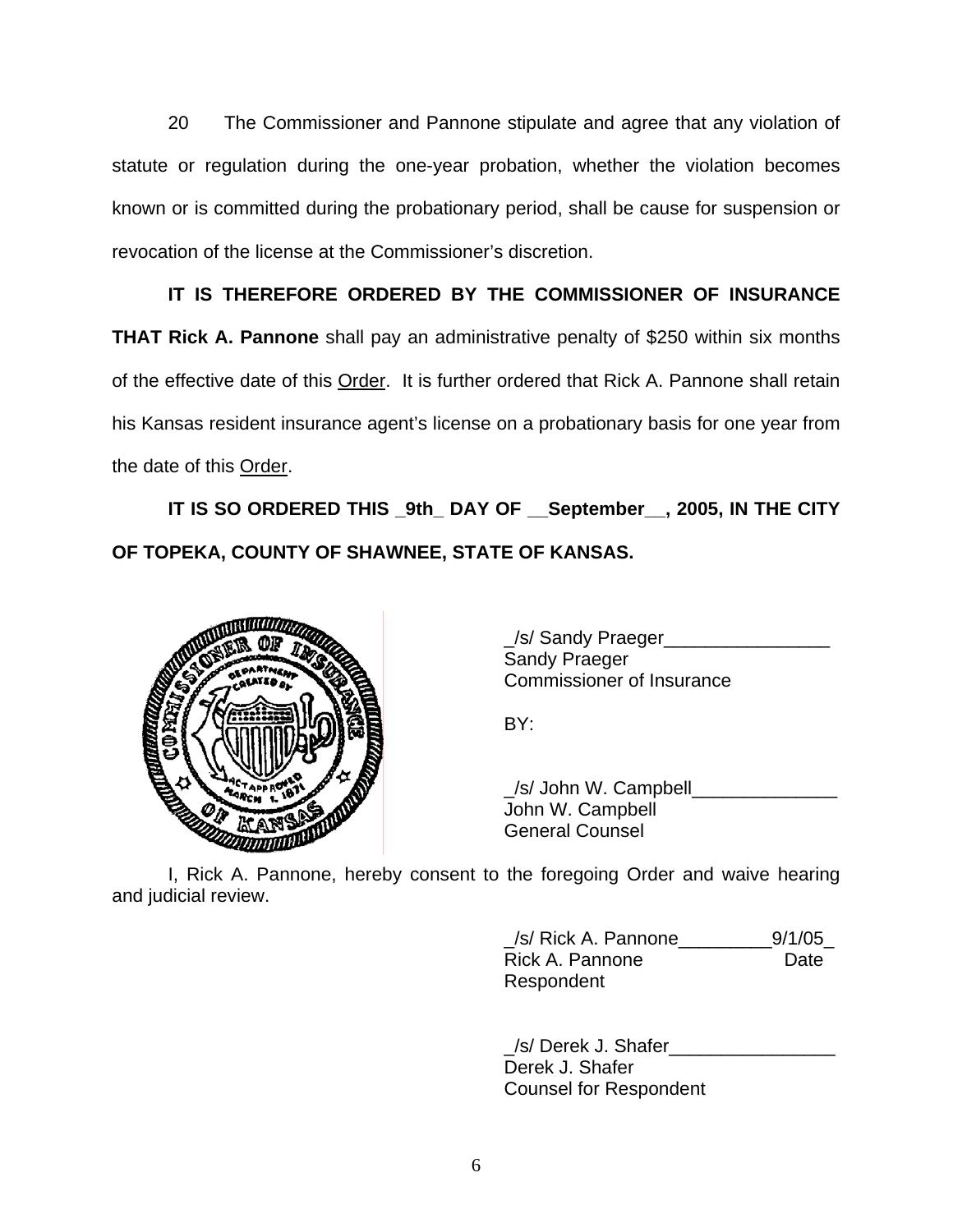20 The Commissioner and Pannone stipulate and agree that any violation of statute or regulation during the one-year probation, whether the violation becomes known or is committed during the probationary period, shall be cause for suspension or revocation of the license at the Commissioner's discretion.

**IT IS THEREFORE ORDERED BY THE COMMISSIONER OF INSURANCE THAT Rick A. Pannone** shall pay an administrative penalty of $250 within six months of the effective date of this Order. It is further ordered that Rick A. Pannone shall retain his Kansas resident insurance agent's license on a probationary basis for one year from the date of this Order.

**IT IS SO ORDERED THIS _9th_ DAY OF __September__, 2005, IN THE CITY OF TOPEKA, COUNTY OF SHAWNEE, STATE OF KANSAS.**

_/s/ Sandy Praeger________________
Sandy Praeger
Commissioner of Insurance

BY:

_/s/ John W. Campbell______________
John W. Campbell
General Counsel

I, Rick A. Pannone, hereby consent to the foregoing Order and waive hearing and judicial review.

_/s/ Rick A. Pannone_________9/1/05_
Rick A. Pannone Date
Respondent

_/s/ Derek J. Shafer________________
Derek J. Shafer
Counsel for Respondent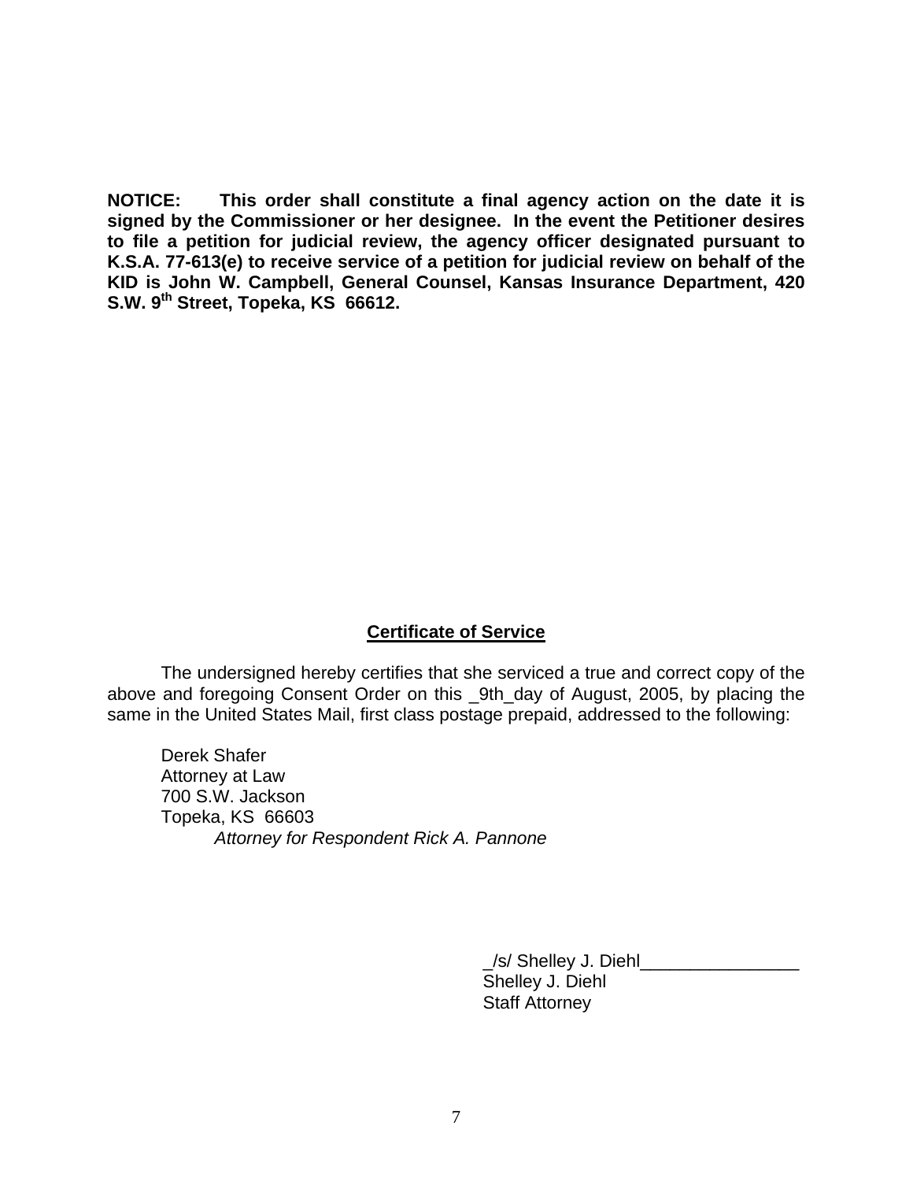**NOTICE: This order shall constitute a final agency action on the date it is signed by the Commissioner or her designee. In the event the Petitioner desires to file a petition for judicial review, the agency officer designated pursuant to K.S.A. 77-613(e) to receive service of a petition for judicial review on behalf of the KID is John W. Campbell, General Counsel, Kansas Insurance Department, 420 S.W. 9th Street, Topeka, KS 66612.**

## Certificate of Service

The undersigned hereby certifies that she serviced a true and correct copy of the above and foregoing Consent Order on this _9th_day of August, 2005, by placing the same in the United States Mail, first class postage prepaid, addressed to the following:

Derek Shafer
Attorney at Law
700 S.W. Jackson
Topeka, KS 66603
*Attorney for Respondent Rick A. Pannone*

_/s/ Shelley J. Diehl________________
Shelley J. Diehl
Staff Attorney